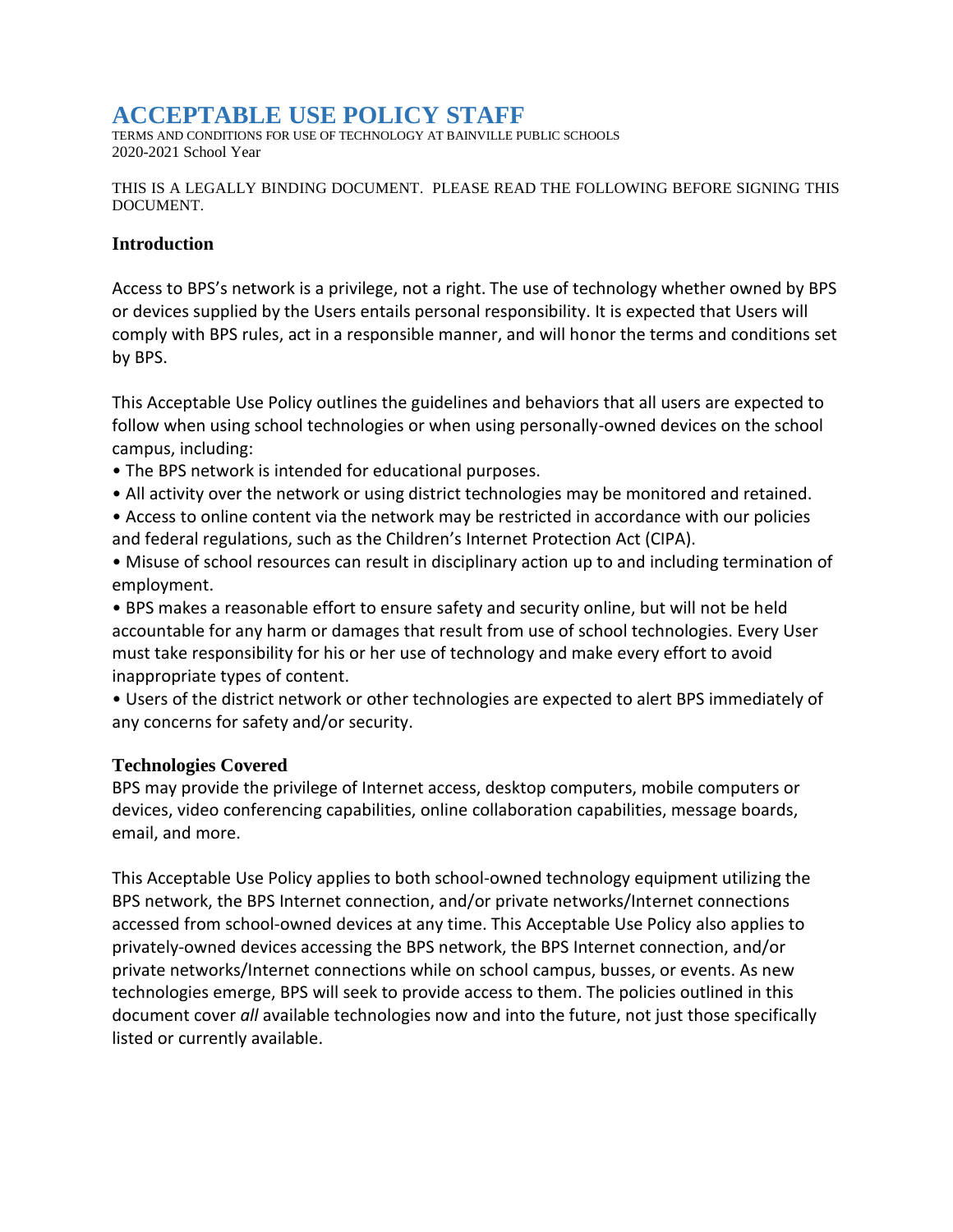# ACCEPTABLE USE POLICY STAFF

TERMS AND CONDITIONS FOR USE OF TECHNOLOGY AT BAINVILLE PUBLIC SCHOOLS
2020-2021 School Year

THIS IS A LEGALLY BINDING DOCUMENT. PLEASE READ THE FOLLOWING BEFORE SIGNING THIS DOCUMENT.

### Introduction

Access to BPS's network is a privilege, not a right. The use of technology whether owned by BPS or devices supplied by the Users entails personal responsibility. It is expected that Users will comply with BPS rules, act in a responsible manner, and will honor the terms and conditions set by BPS.

This Acceptable Use Policy outlines the guidelines and behaviors that all users are expected to follow when using school technologies or when using personally-owned devices on the school campus, including:

- The BPS network is intended for educational purposes.
- All activity over the network or using district technologies may be monitored and retained.
- Access to online content via the network may be restricted in accordance with our policies and federal regulations, such as the Children's Internet Protection Act (CIPA).
- Misuse of school resources can result in disciplinary action up to and including termination of employment.
- BPS makes a reasonable effort to ensure safety and security online, but will not be held accountable for any harm or damages that result from use of school technologies. Every User must take responsibility for his or her use of technology and make every effort to avoid inappropriate types of content.
- Users of the district network or other technologies are expected to alert BPS immediately of any concerns for safety and/or security.

### Technologies Covered

BPS may provide the privilege of Internet access, desktop computers, mobile computers or devices, video conferencing capabilities, online collaboration capabilities, message boards, email, and more.

This Acceptable Use Policy applies to both school-owned technology equipment utilizing the BPS network, the BPS Internet connection, and/or private networks/Internet connections accessed from school-owned devices at any time. This Acceptable Use Policy also applies to privately-owned devices accessing the BPS network, the BPS Internet connection, and/or private networks/Internet connections while on school campus, busses, or events. As new technologies emerge, BPS will seek to provide access to them. The policies outlined in this document cover *all* available technologies now and into the future, not just those specifically listed or currently available.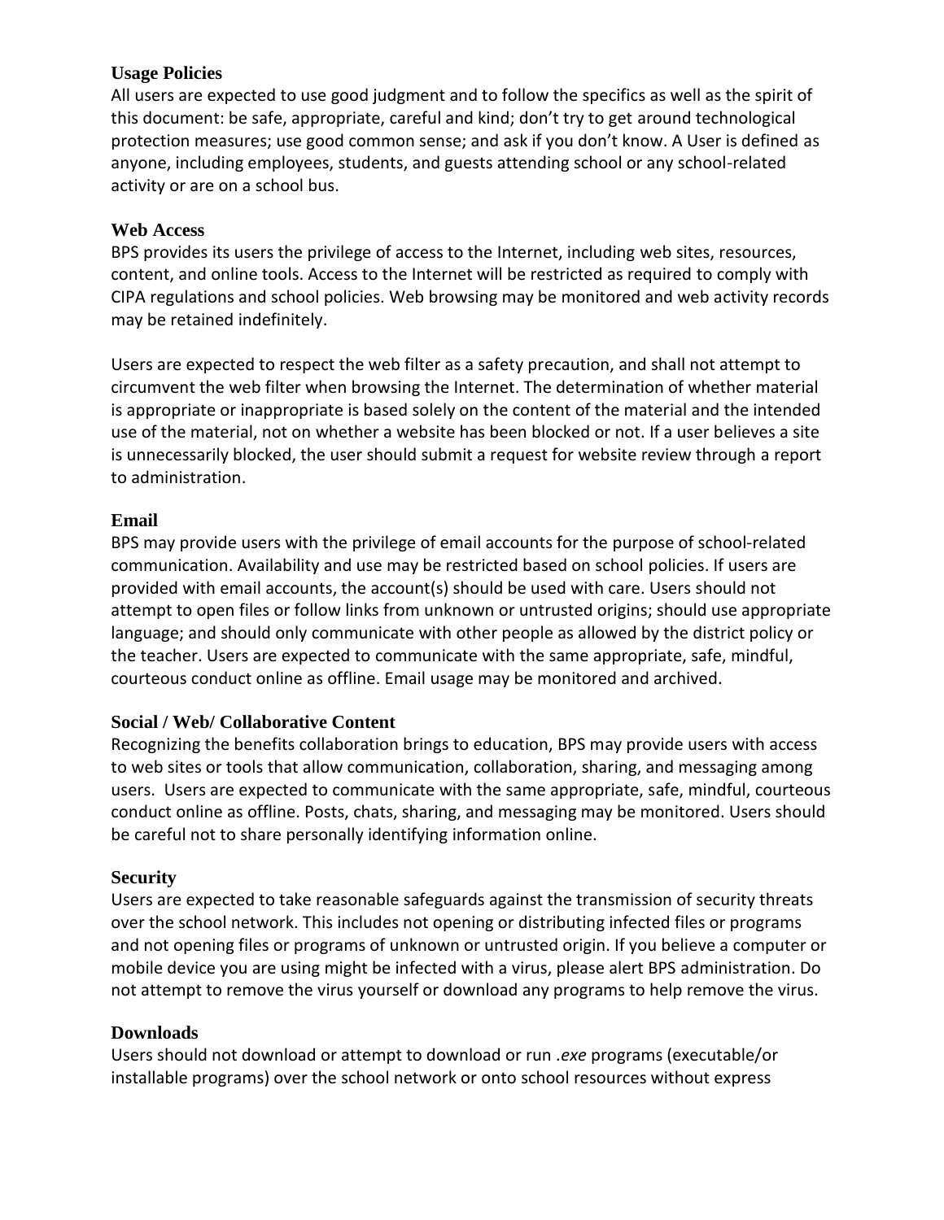### Usage Policies

All users are expected to use good judgment and to follow the specifics as well as the spirit of this document: be safe, appropriate, careful and kind; don't try to get around technological protection measures; use good common sense; and ask if you don't know. A User is defined as anyone, including employees, students, and guests attending school or any school-related activity or are on a school bus.

### Web Access

BPS provides its users the privilege of access to the Internet, including web sites, resources, content, and online tools. Access to the Internet will be restricted as required to comply with CIPA regulations and school policies. Web browsing may be monitored and web activity records may be retained indefinitely.

Users are expected to respect the web filter as a safety precaution, and shall not attempt to circumvent the web filter when browsing the Internet. The determination of whether material is appropriate or inappropriate is based solely on the content of the material and the intended use of the material, not on whether a website has been blocked or not. If a user believes a site is unnecessarily blocked, the user should submit a request for website review through a report to administration.

### Email

BPS may provide users with the privilege of email accounts for the purpose of school-related communication. Availability and use may be restricted based on school policies. If users are provided with email accounts, the account(s) should be used with care. Users should not attempt to open files or follow links from unknown or untrusted origins; should use appropriate language; and should only communicate with other people as allowed by the district policy or the teacher. Users are expected to communicate with the same appropriate, safe, mindful, courteous conduct online as offline. Email usage may be monitored and archived.

### Social / Web/ Collaborative Content

Recognizing the benefits collaboration brings to education, BPS may provide users with access to web sites or tools that allow communication, collaboration, sharing, and messaging among users. Users are expected to communicate with the same appropriate, safe, mindful, courteous conduct online as offline. Posts, chats, sharing, and messaging may be monitored. Users should be careful not to share personally identifying information online.

### Security

Users are expected to take reasonable safeguards against the transmission of security threats over the school network. This includes not opening or distributing infected files or programs and not opening files or programs of unknown or untrusted origin. If you believe a computer or mobile device you are using might be infected with a virus, please alert BPS administration. Do not attempt to remove the virus yourself or download any programs to help remove the virus.

### Downloads

Users should not download or attempt to download or run *.exe* programs (executable/or installable programs) over the school network or onto school resources without express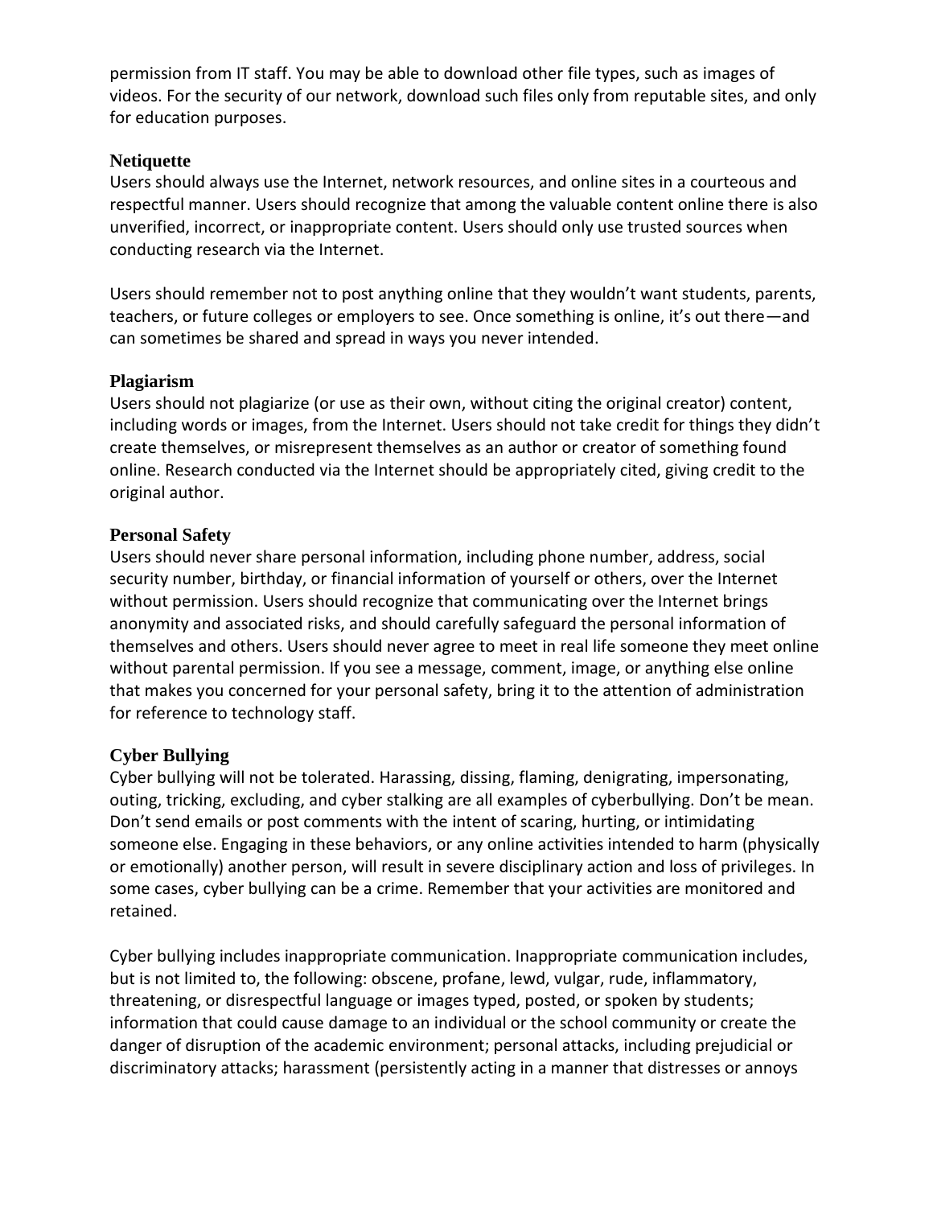permission from IT staff. You may be able to download other file types, such as images of videos. For the security of our network, download such files only from reputable sites, and only for education purposes.

### Netiquette

Users should always use the Internet, network resources, and online sites in a courteous and respectful manner. Users should recognize that among the valuable content online there is also unverified, incorrect, or inappropriate content. Users should only use trusted sources when conducting research via the Internet.

Users should remember not to post anything online that they wouldn't want students, parents, teachers, or future colleges or employers to see. Once something is online, it's out there—and can sometimes be shared and spread in ways you never intended.

### Plagiarism

Users should not plagiarize (or use as their own, without citing the original creator) content, including words or images, from the Internet. Users should not take credit for things they didn't create themselves, or misrepresent themselves as an author or creator of something found online. Research conducted via the Internet should be appropriately cited, giving credit to the original author.

### Personal Safety

Users should never share personal information, including phone number, address, social security number, birthday, or financial information of yourself or others, over the Internet without permission. Users should recognize that communicating over the Internet brings anonymity and associated risks, and should carefully safeguard the personal information of themselves and others. Users should never agree to meet in real life someone they meet online without parental permission. If you see a message, comment, image, or anything else online that makes you concerned for your personal safety, bring it to the attention of administration for reference to technology staff.

### Cyber Bullying

Cyber bullying will not be tolerated. Harassing, dissing, flaming, denigrating, impersonating, outing, tricking, excluding, and cyber stalking are all examples of cyberbullying. Don't be mean. Don't send emails or post comments with the intent of scaring, hurting, or intimidating someone else. Engaging in these behaviors, or any online activities intended to harm (physically or emotionally) another person, will result in severe disciplinary action and loss of privileges. In some cases, cyber bullying can be a crime. Remember that your activities are monitored and retained.

Cyber bullying includes inappropriate communication. Inappropriate communication includes, but is not limited to, the following: obscene, profane, lewd, vulgar, rude, inflammatory, threatening, or disrespectful language or images typed, posted, or spoken by students; information that could cause damage to an individual or the school community or create the danger of disruption of the academic environment; personal attacks, including prejudicial or discriminatory attacks; harassment (persistently acting in a manner that distresses or annoys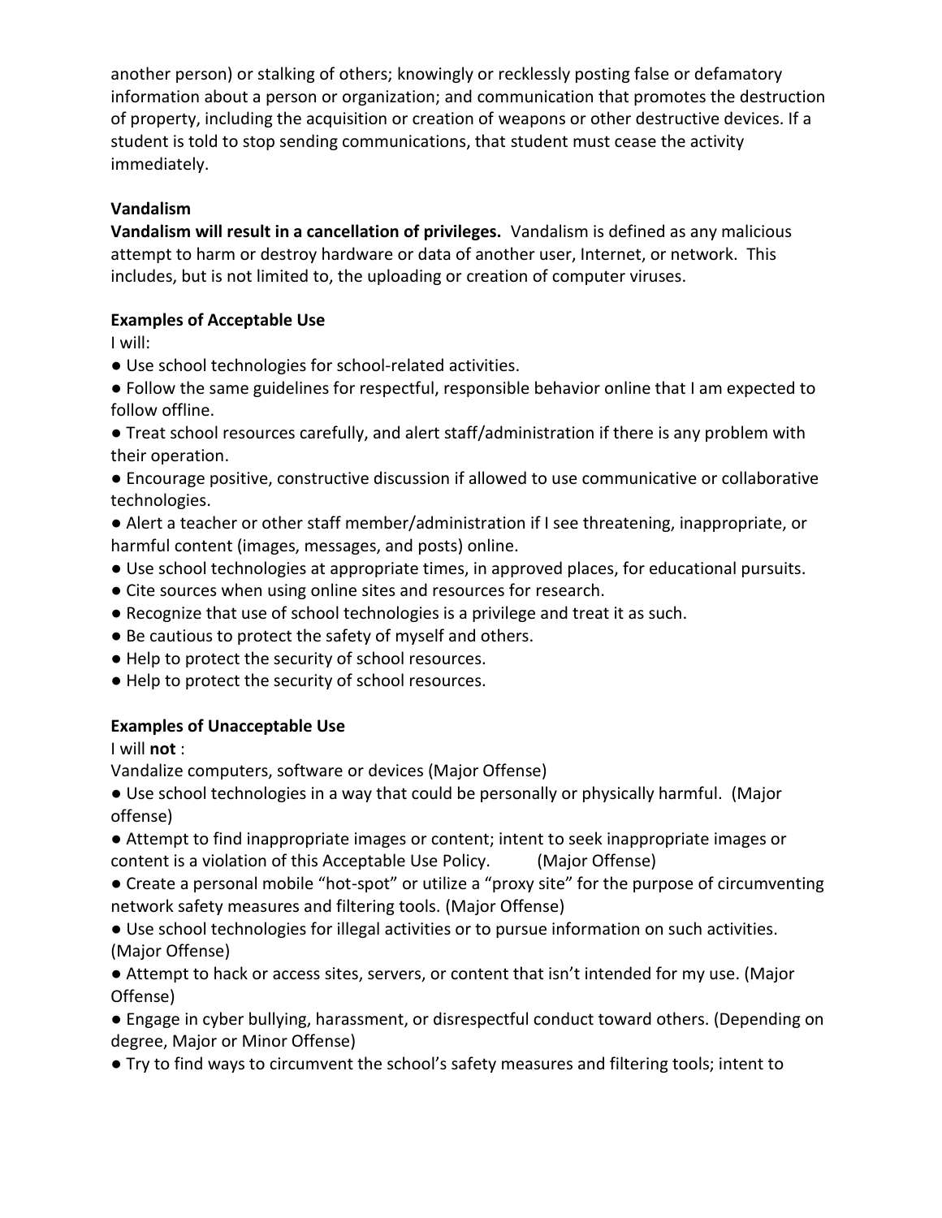another person) or stalking of others; knowingly or recklessly posting false or defamatory information about a person or organization; and communication that promotes the destruction of property, including the acquisition or creation of weapons or other destructive devices. If a student is told to stop sending communications, that student must cease the activity immediately.

**Vandalism**

**Vandalism will result in a cancellation of privileges.** Vandalism is defined as any malicious attempt to harm or destroy hardware or data of another user, Internet, or network. This includes, but is not limited to, the uploading or creation of computer viruses.

**Examples of Acceptable Use**

I will:

- Use school technologies for school-related activities.
- Follow the same guidelines for respectful, responsible behavior online that I am expected to follow offline.
- Treat school resources carefully, and alert staff/administration if there is any problem with their operation.
- Encourage positive, constructive discussion if allowed to use communicative or collaborative technologies.
- Alert a teacher or other staff member/administration if I see threatening, inappropriate, or harmful content (images, messages, and posts) online.
- Use school technologies at appropriate times, in approved places, for educational pursuits.
- Cite sources when using online sites and resources for research.
- Recognize that use of school technologies is a privilege and treat it as such.
- Be cautious to protect the safety of myself and others.
- Help to protect the security of school resources.
- Help to protect the security of school resources.

**Examples of Unacceptable Use**

I will **not** :

Vandalize computers, software or devices (Major Offense)

- Use school technologies in a way that could be personally or physically harmful. (Major offense)
- Attempt to find inappropriate images or content; intent to seek inappropriate images or content is a violation of this Acceptable Use Policy. (Major Offense)
- Create a personal mobile "hot-spot" or utilize a "proxy site" for the purpose of circumventing network safety measures and filtering tools. (Major Offense)
- Use school technologies for illegal activities or to pursue information on such activities. (Major Offense)
- Attempt to hack or access sites, servers, or content that isn't intended for my use. (Major Offense)
- Engage in cyber bullying, harassment, or disrespectful conduct toward others. (Depending on degree, Major or Minor Offense)
- Try to find ways to circumvent the school's safety measures and filtering tools; intent to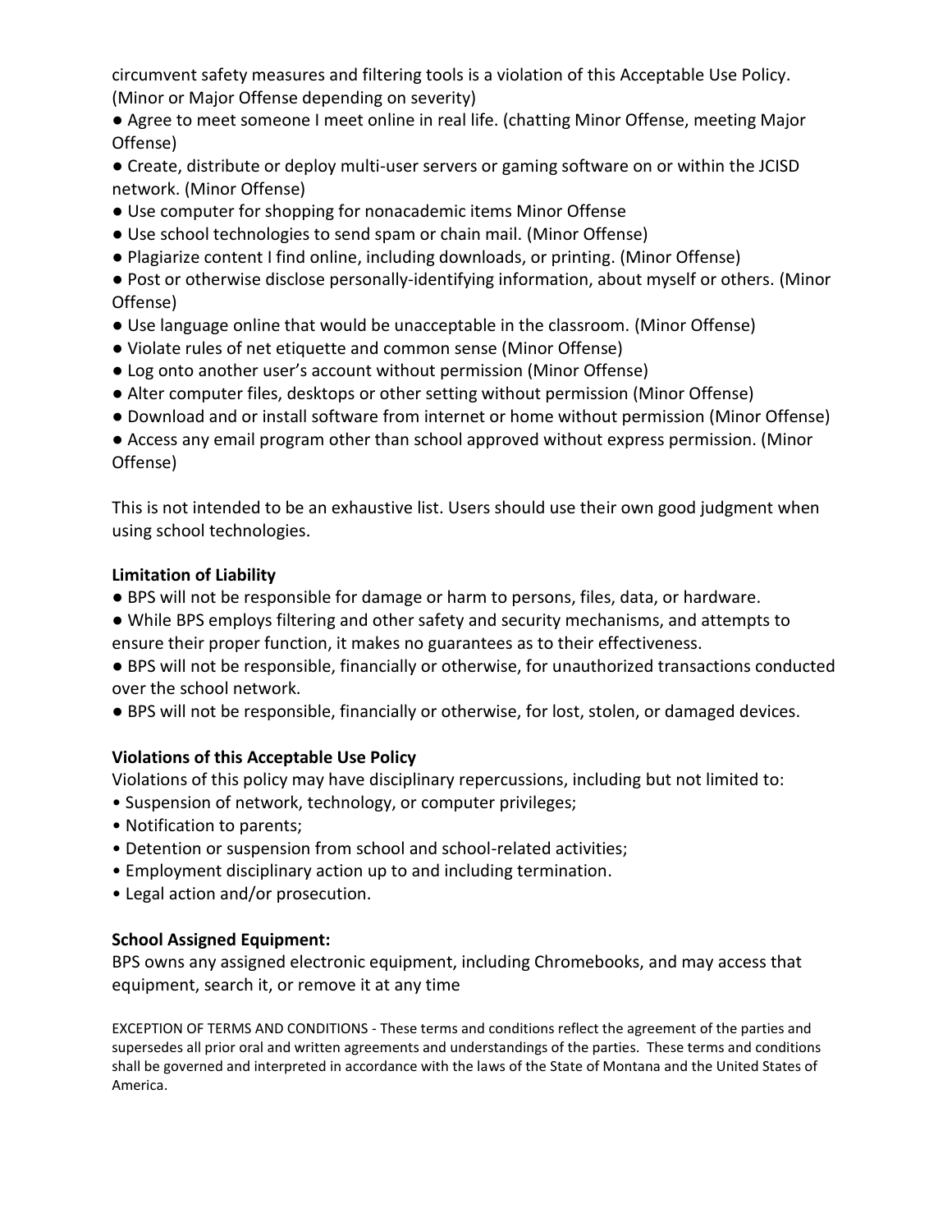circumvent safety measures and filtering tools is a violation of this Acceptable Use Policy. (Minor or Major Offense depending on severity)

- Agree to meet someone I meet online in real life. (chatting Minor Offense, meeting Major Offense)
- Create, distribute or deploy multi-user servers or gaming software on or within the JCISD network. (Minor Offense)
- Use computer for shopping for nonacademic items Minor Offense
- Use school technologies to send spam or chain mail. (Minor Offense)
- Plagiarize content I find online, including downloads, or printing. (Minor Offense)
- Post or otherwise disclose personally-identifying information, about myself or others. (Minor Offense)
- Use language online that would be unacceptable in the classroom. (Minor Offense)
- Violate rules of net etiquette and common sense (Minor Offense)
- Log onto another user's account without permission (Minor Offense)
- Alter computer files, desktops or other setting without permission (Minor Offense)
- Download and or install software from internet or home without permission (Minor Offense)
- Access any email program other than school approved without express permission. (Minor Offense)

This is not intended to be an exhaustive list. Users should use their own good judgment when using school technologies.

**Limitation of Liability**

- BPS will not be responsible for damage or harm to persons, files, data, or hardware.
- While BPS employs filtering and other safety and security mechanisms, and attempts to ensure their proper function, it makes no guarantees as to their effectiveness.
- BPS will not be responsible, financially or otherwise, for unauthorized transactions conducted over the school network.
- BPS will not be responsible, financially or otherwise, for lost, stolen, or damaged devices.

**Violations of this Acceptable Use Policy**

Violations of this policy may have disciplinary repercussions, including but not limited to:

- Suspension of network, technology, or computer privileges;
- Notification to parents;
- Detention or suspension from school and school-related activities;
- Employment disciplinary action up to and including termination.
- Legal action and/or prosecution.

**School Assigned Equipment:**

BPS owns any assigned electronic equipment, including Chromebooks, and may access that equipment, search it, or remove it at any time

EXCEPTION OF TERMS AND CONDITIONS - These terms and conditions reflect the agreement of the parties and supersedes all prior oral and written agreements and understandings of the parties. These terms and conditions shall be governed and interpreted in accordance with the laws of the State of Montana and the United States of America.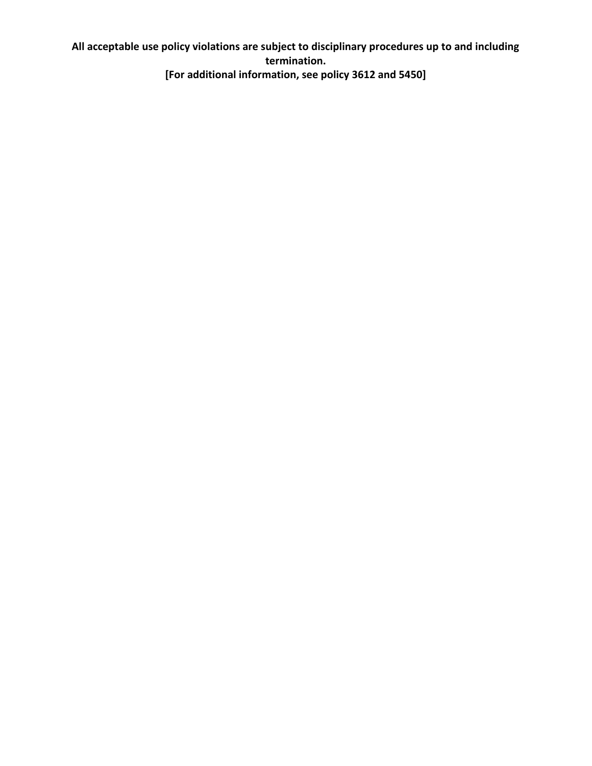**All acceptable use policy violations are subject to disciplinary procedures up to and including termination.**
**[For additional information, see policy 3612 and 5450]**